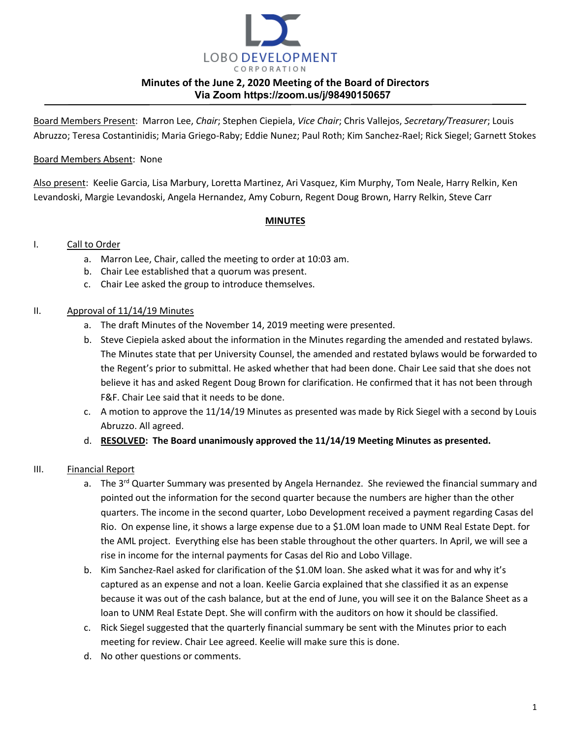LOBO DEVELOPMENT CORPORATION

# Minutes of the June 2, 2020 Meeting of the Board of Directors
## Via Zoom https://zoom.us/j/98490150657

Board Members Present: Marron Lee, *Chair*; Stephen Ciepiela, *Vice Chair*; Chris Vallejos, *Secretary/Treasurer*; Louis Abruzzo; Teresa Costantinidis; Maria Griego-Raby; Eddie Nunez; Paul Roth; Kim Sanchez-Rael; Rick Siegel; Garnett Stokes

Board Members Absent: None

Also present: Keelie Garcia, Lisa Marbury, Loretta Martinez, Ari Vasquez, Kim Murphy, Tom Neale, Harry Relkin, Ken Levandoski, Margie Levandoski, Angela Hernandez, Amy Coburn, Regent Doug Brown, Harry Relkin, Steve Carr

**MINUTES**

I. Call to Order

a. Marron Lee, Chair, called the meeting to order at 10:03 am.

b. Chair Lee established that a quorum was present.

c. Chair Lee asked the group to introduce themselves.

II. Approval of 11/14/19 Minutes

a. The draft Minutes of the November 14, 2019 meeting were presented.

b. Steve Ciepiela asked about the information in the Minutes regarding the amended and restated bylaws. The Minutes state that per University Counsel, the amended and restated bylaws would be forwarded to the Regent's prior to submittal. He asked whether that had been done. Chair Lee said that she does not believe it has and asked Regent Doug Brown for clarification. He confirmed that it has not been through F&F. Chair Lee said that it needs to be done.

c. A motion to approve the 11/14/19 Minutes as presented was made by Rick Siegel with a second by Louis Abruzzo. All agreed.

d. **RESOLVED: The Board unanimously approved the 11/14/19 Meeting Minutes as presented.**

III. Financial Report

a. The 3rd Quarter Summary was presented by Angela Hernandez. She reviewed the financial summary and pointed out the information for the second quarter because the numbers are higher than the other quarters. The income in the second quarter, Lobo Development received a payment regarding Casas del Rio. On expense line, it shows a large expense due to a $1.0M loan made to UNM Real Estate Dept. for the AML project. Everything else has been stable throughout the other quarters. In April, we will see a rise in income for the internal payments for Casas del Rio and Lobo Village.

b. Kim Sanchez-Rael asked for clarification of the $1.0M loan. She asked what it was for and why it's captured as an expense and not a loan. Keelie Garcia explained that she classified it as an expense because it was out of the cash balance, but at the end of June, you will see it on the Balance Sheet as a loan to UNM Real Estate Dept. She will confirm with the auditors on how it should be classified.

c. Rick Siegel suggested that the quarterly financial summary be sent with the Minutes prior to each meeting for review. Chair Lee agreed. Keelie will make sure this is done.

d. No other questions or comments.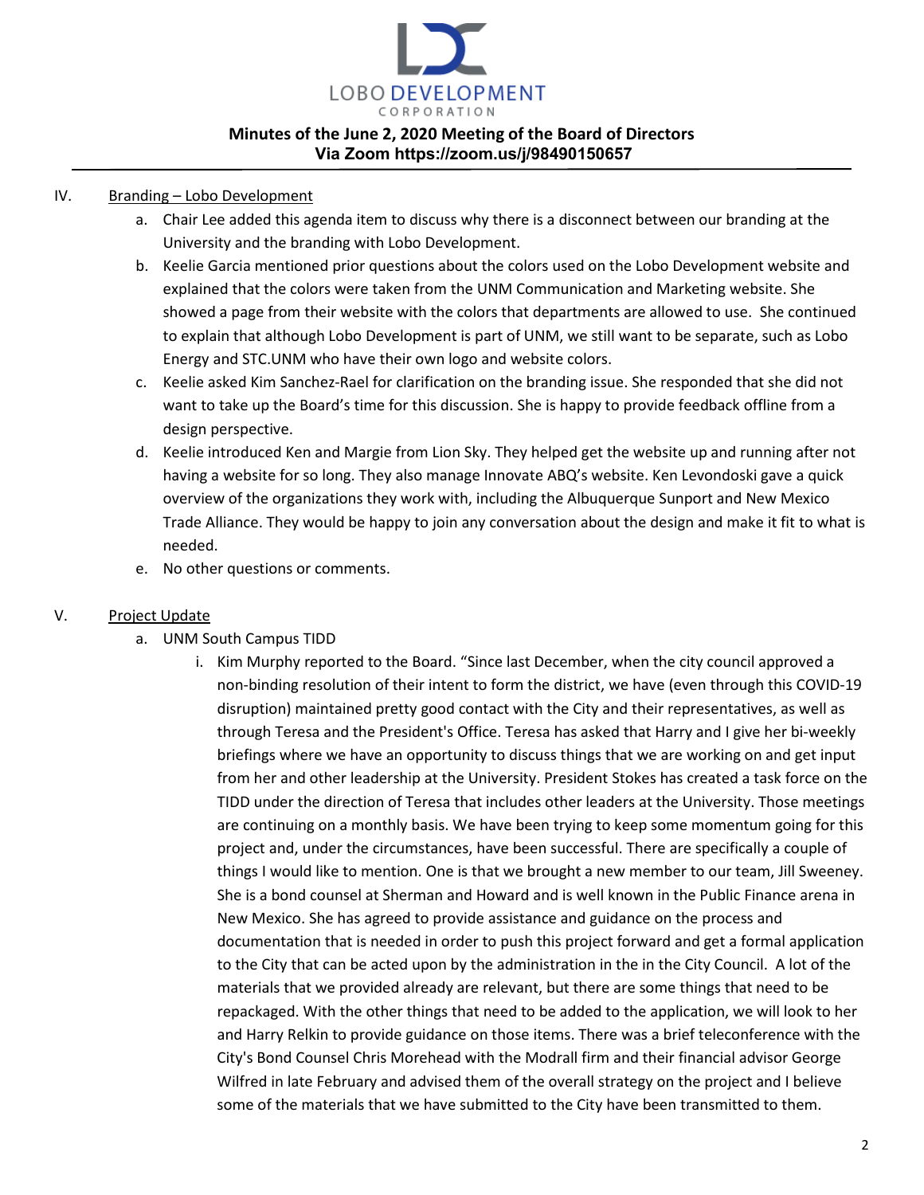# Minutes of the June 2, 2020 Meeting of the Board of Directors
## Via Zoom https://zoom.us/j/98490150657

IV. Branding – Lobo Development

a. Chair Lee added this agenda item to discuss why there is a disconnect between our branding at the University and the branding with Lobo Development.

b. Keelie Garcia mentioned prior questions about the colors used on the Lobo Development website and explained that the colors were taken from the UNM Communication and Marketing website. She showed a page from their website with the colors that departments are allowed to use. She continued to explain that although Lobo Development is part of UNM, we still want to be separate, such as Lobo Energy and STC.UNM who have their own logo and website colors.

c. Keelie asked Kim Sanchez-Rael for clarification on the branding issue. She responded that she did not want to take up the Board's time for this discussion. She is happy to provide feedback offline from a design perspective.

d. Keelie introduced Ken and Margie from Lion Sky. They helped get the website up and running after not having a website for so long. They also manage Innovate ABQ's website. Ken Levondoski gave a quick overview of the organizations they work with, including the Albuquerque Sunport and New Mexico Trade Alliance. They would be happy to join any conversation about the design and make it fit to what is needed.

e. No other questions or comments.

V. Project Update

a. UNM South Campus TIDD

i. Kim Murphy reported to the Board. "Since last December, when the city council approved a non-binding resolution of their intent to form the district, we have (even through this COVID-19 disruption) maintained pretty good contact with the City and their representatives, as well as through Teresa and the President's Office. Teresa has asked that Harry and I give her bi-weekly briefings where we have an opportunity to discuss things that we are working on and get input from her and other leadership at the University. President Stokes has created a task force on the TIDD under the direction of Teresa that includes other leaders at the University. Those meetings are continuing on a monthly basis. We have been trying to keep some momentum going for this project and, under the circumstances, have been successful. There are specifically a couple of things I would like to mention. One is that we brought a new member to our team, Jill Sweeney. She is a bond counsel at Sherman and Howard and is well known in the Public Finance arena in New Mexico. She has agreed to provide assistance and guidance on the process and documentation that is needed in order to push this project forward and get a formal application to the City that can be acted upon by the administration in the in the City Council. A lot of the materials that we provided already are relevant, but there are some things that need to be repackaged. With the other things that need to be added to the application, we will look to her and Harry Relkin to provide guidance on those items. There was a brief teleconference with the City's Bond Counsel Chris Morehead with the Modrall firm and their financial advisor George Wilfred in late February and advised them of the overall strategy on the project and I believe some of the materials that we have submitted to the City have been transmitted to them.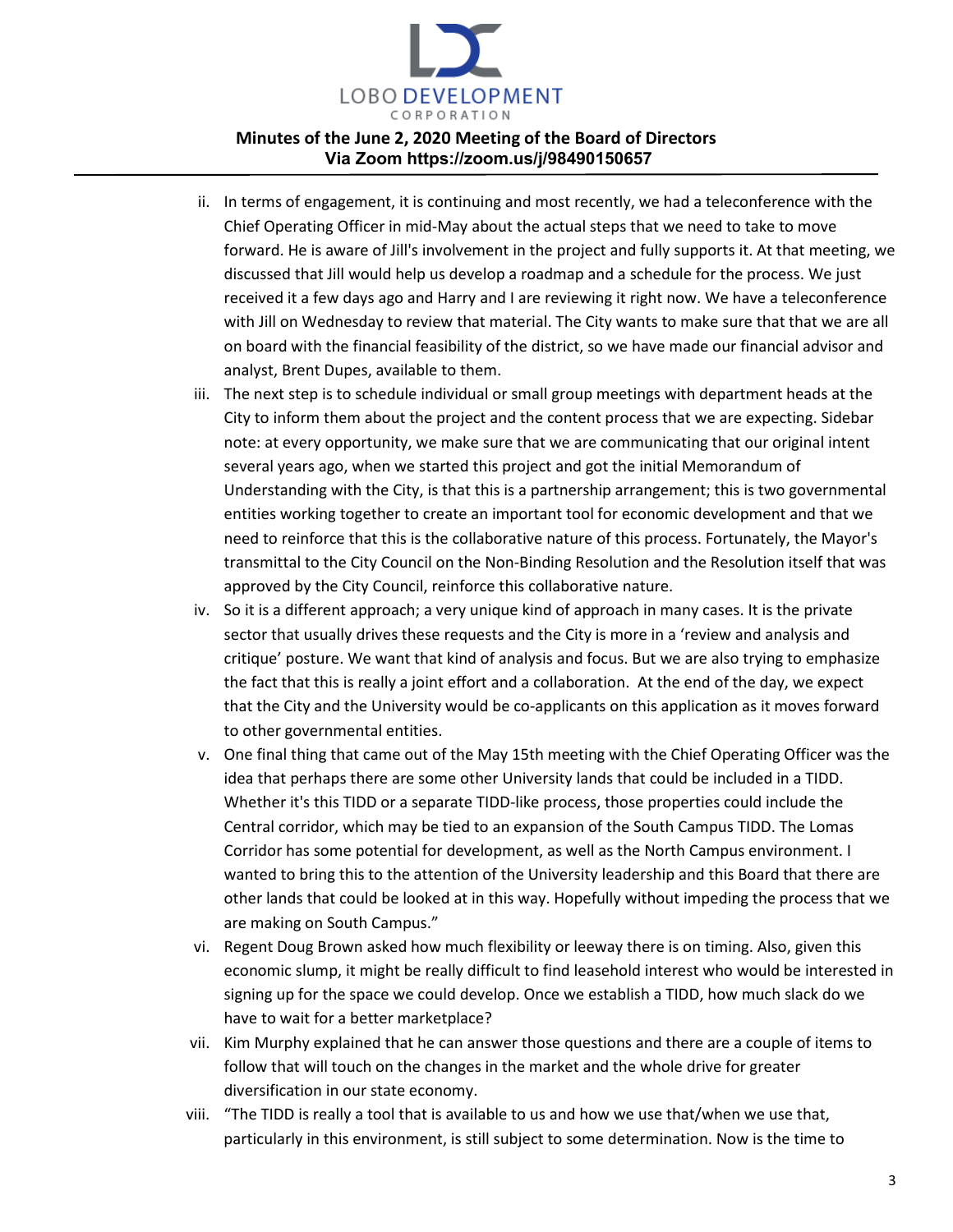ii. In terms of engagement, it is continuing and most recently, we had a teleconference with the Chief Operating Officer in mid-May about the actual steps that we need to take to move forward. He is aware of Jill's involvement in the project and fully supports it. At that meeting, we discussed that Jill would help us develop a roadmap and a schedule for the process. We just received it a few days ago and Harry and I are reviewing it right now. We have a teleconference with Jill on Wednesday to review that material. The City wants to make sure that that we are all on board with the financial feasibility of the district, so we have made our financial advisor and analyst, Brent Dupes, available to them.

iii. The next step is to schedule individual or small group meetings with department heads at the City to inform them about the project and the content process that we are expecting. Sidebar note: at every opportunity, we make sure that we are communicating that our original intent several years ago, when we started this project and got the initial Memorandum of Understanding with the City, is that this is a partnership arrangement; this is two governmental entities working together to create an important tool for economic development and that we need to reinforce that this is the collaborative nature of this process. Fortunately, the Mayor's transmittal to the City Council on the Non-Binding Resolution and the Resolution itself that was approved by the City Council, reinforce this collaborative nature.

iv. So it is a different approach; a very unique kind of approach in many cases. It is the private sector that usually drives these requests and the City is more in a 'review and analysis and critique' posture. We want that kind of analysis and focus. But we are also trying to emphasize the fact that this is really a joint effort and a collaboration. At the end of the day, we expect that the City and the University would be co-applicants on this application as it moves forward to other governmental entities.

v. One final thing that came out of the May 15th meeting with the Chief Operating Officer was the idea that perhaps there are some other University lands that could be included in a TIDD. Whether it's this TIDD or a separate TIDD-like process, those properties could include the Central corridor, which may be tied to an expansion of the South Campus TIDD. The Lomas Corridor has some potential for development, as well as the North Campus environment. I wanted to bring this to the attention of the University leadership and this Board that there are other lands that could be looked at in this way. Hopefully without impeding the process that we are making on South Campus."

vi. Regent Doug Brown asked how much flexibility or leeway there is on timing. Also, given this economic slump, it might be really difficult to find leasehold interest who would be interested in signing up for the space we could develop. Once we establish a TIDD, how much slack do we have to wait for a better marketplace?

vii. Kim Murphy explained that he can answer those questions and there are a couple of items to follow that will touch on the changes in the market and the whole drive for greater diversification in our state economy.

viii. "The TIDD is really a tool that is available to us and how we use that/when we use that, particularly in this environment, is still subject to some determination. Now is the time to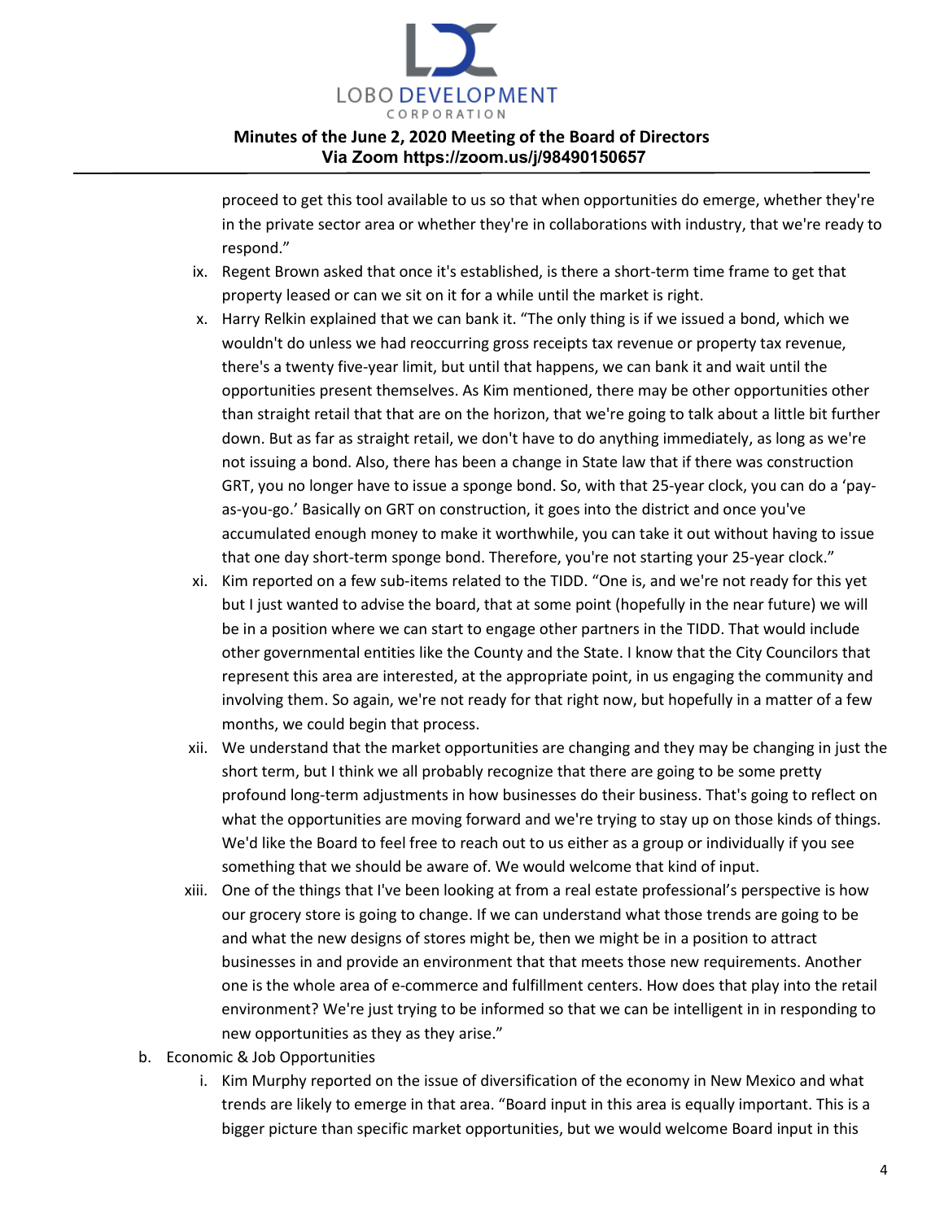proceed to get this tool available to us so that when opportunities do emerge, whether they're in the private sector area or whether they're in collaborations with industry, that we're ready to respond."

ix. Regent Brown asked that once it's established, is there a short-term time frame to get that property leased or can we sit on it for a while until the market is right.

x. Harry Relkin explained that we can bank it. "The only thing is if we issued a bond, which we wouldn't do unless we had reoccurring gross receipts tax revenue or property tax revenue, there's a twenty five-year limit, but until that happens, we can bank it and wait until the opportunities present themselves. As Kim mentioned, there may be other opportunities other than straight retail that that are on the horizon, that we're going to talk about a little bit further down. But as far as straight retail, we don't have to do anything immediately, as long as we're not issuing a bond. Also, there has been a change in State law that if there was construction GRT, you no longer have to issue a sponge bond. So, with that 25-year clock, you can do a 'pay-as-you-go.' Basically on GRT on construction, it goes into the district and once you've accumulated enough money to make it worthwhile, you can take it out without having to issue that one day short-term sponge bond. Therefore, you're not starting your 25-year clock."

xi. Kim reported on a few sub-items related to the TIDD. "One is, and we're not ready for this yet but I just wanted to advise the board, that at some point (hopefully in the near future) we will be in a position where we can start to engage other partners in the TIDD. That would include other governmental entities like the County and the State. I know that the City Councilors that represent this area are interested, at the appropriate point, in us engaging the community and involving them. So again, we're not ready for that right now, but hopefully in a matter of a few months, we could begin that process.

xii. We understand that the market opportunities are changing and they may be changing in just the short term, but I think we all probably recognize that there are going to be some pretty profound long-term adjustments in how businesses do their business. That's going to reflect on what the opportunities are moving forward and we're trying to stay up on those kinds of things. We'd like the Board to feel free to reach out to us either as a group or individually if you see something that we should be aware of. We would welcome that kind of input.

xiii. One of the things that I've been looking at from a real estate professional's perspective is how our grocery store is going to change. If we can understand what those trends are going to be and what the new designs of stores might be, then we might be in a position to attract businesses in and provide an environment that that meets those new requirements. Another one is the whole area of e-commerce and fulfillment centers. How does that play into the retail environment? We're just trying to be informed so that we can be intelligent in in responding to new opportunities as they as they arise."

b. Economic & Job Opportunities

i. Kim Murphy reported on the issue of diversification of the economy in New Mexico and what trends are likely to emerge in that area. "Board input in this area is equally important. This is a bigger picture than specific market opportunities, but we would welcome Board input in this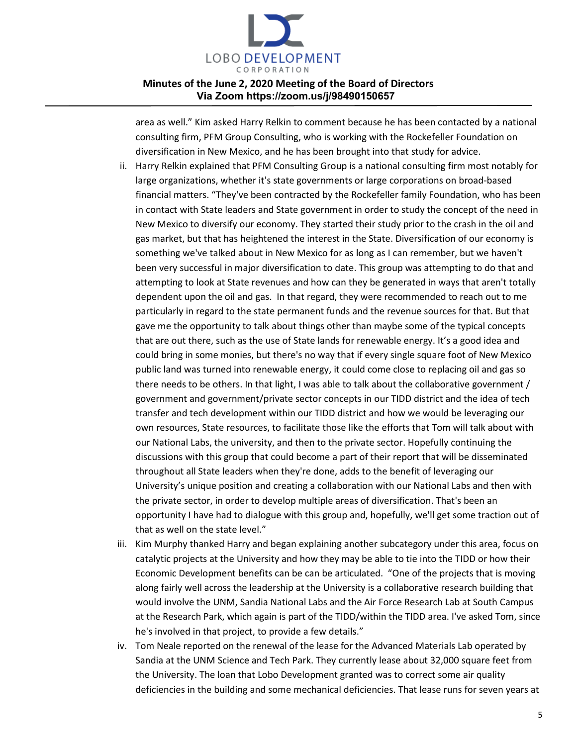area as well." Kim asked Harry Relkin to comment because he has been contacted by a national consulting firm, PFM Group Consulting, who is working with the Rockefeller Foundation on diversification in New Mexico, and he has been brought into that study for advice.

ii. Harry Relkin explained that PFM Consulting Group is a national consulting firm most notably for large organizations, whether it's state governments or large corporations on broad-based financial matters. "They've been contracted by the Rockefeller family Foundation, who has been in contact with State leaders and State government in order to study the concept of the need in New Mexico to diversify our economy. They started their study prior to the crash in the oil and gas market, but that has heightened the interest in the State. Diversification of our economy is something we've talked about in New Mexico for as long as I can remember, but we haven't been very successful in major diversification to date. This group was attempting to do that and attempting to look at State revenues and how can they be generated in ways that aren't totally dependent upon the oil and gas. In that regard, they were recommended to reach out to me particularly in regard to the state permanent funds and the revenue sources for that. But that gave me the opportunity to talk about things other than maybe some of the typical concepts that are out there, such as the use of State lands for renewable energy. It's a good idea and could bring in some monies, but there's no way that if every single square foot of New Mexico public land was turned into renewable energy, it could come close to replacing oil and gas so there needs to be others. In that light, I was able to talk about the collaborative government / government and government/private sector concepts in our TIDD district and the idea of tech transfer and tech development within our TIDD district and how we would be leveraging our own resources, State resources, to facilitate those like the efforts that Tom will talk about with our National Labs, the university, and then to the private sector. Hopefully continuing the discussions with this group that could become a part of their report that will be disseminated throughout all State leaders when they're done, adds to the benefit of leveraging our University's unique position and creating a collaboration with our National Labs and then with the private sector, in order to develop multiple areas of diversification. That's been an opportunity I have had to dialogue with this group and, hopefully, we'll get some traction out of that as well on the state level."

iii. Kim Murphy thanked Harry and began explaining another subcategory under this area, focus on catalytic projects at the University and how they may be able to tie into the TIDD or how their Economic Development benefits can be can be articulated. "One of the projects that is moving along fairly well across the leadership at the University is a collaborative research building that would involve the UNM, Sandia National Labs and the Air Force Research Lab at South Campus at the Research Park, which again is part of the TIDD/within the TIDD area. I've asked Tom, since he's involved in that project, to provide a few details."

iv. Tom Neale reported on the renewal of the lease for the Advanced Materials Lab operated by Sandia at the UNM Science and Tech Park. They currently lease about 32,000 square feet from the University. The loan that Lobo Development granted was to correct some air quality deficiencies in the building and some mechanical deficiencies. That lease runs for seven years at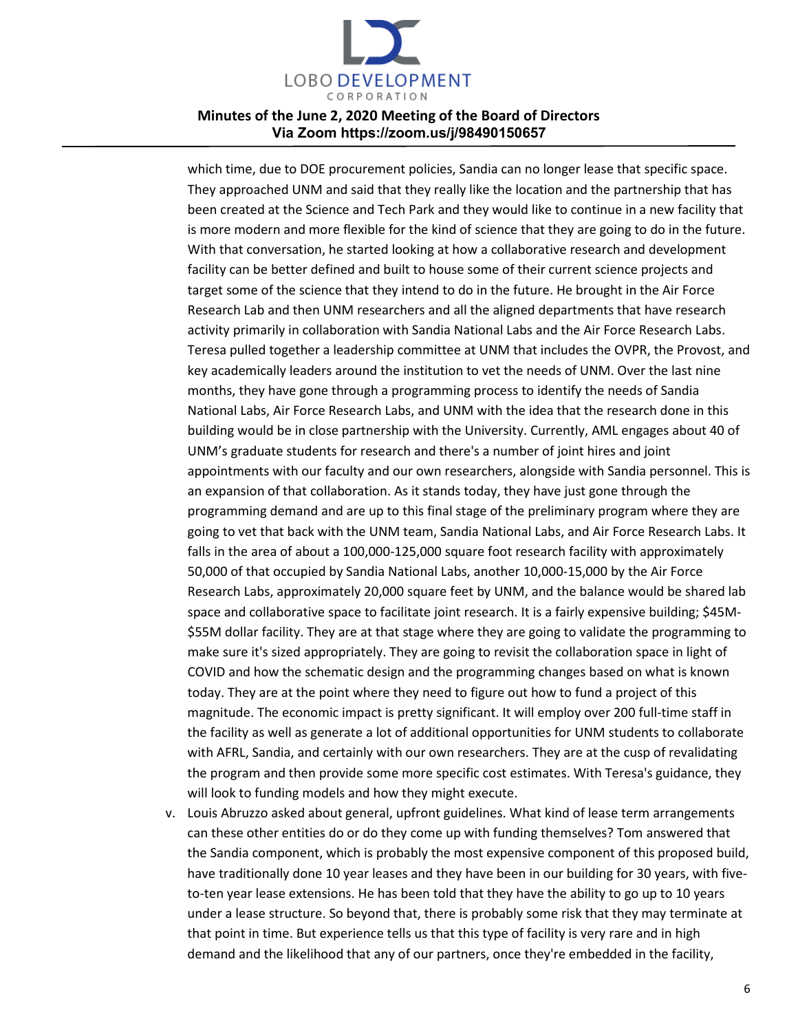which time, due to DOE procurement policies, Sandia can no longer lease that specific space. They approached UNM and said that they really like the location and the partnership that has been created at the Science and Tech Park and they would like to continue in a new facility that is more modern and more flexible for the kind of science that they are going to do in the future. With that conversation, he started looking at how a collaborative research and development facility can be better defined and built to house some of their current science projects and target some of the science that they intend to do in the future. He brought in the Air Force Research Lab and then UNM researchers and all the aligned departments that have research activity primarily in collaboration with Sandia National Labs and the Air Force Research Labs. Teresa pulled together a leadership committee at UNM that includes the OVPR, the Provost, and key academically leaders around the institution to vet the needs of UNM. Over the last nine months, they have gone through a programming process to identify the needs of Sandia National Labs, Air Force Research Labs, and UNM with the idea that the research done in this building would be in close partnership with the University. Currently, AML engages about 40 of UNM's graduate students for research and there's a number of joint hires and joint appointments with our faculty and our own researchers, alongside with Sandia personnel. This is an expansion of that collaboration. As it stands today, they have just gone through the programming demand and are up to this final stage of the preliminary program where they are going to vet that back with the UNM team, Sandia National Labs, and Air Force Research Labs. It falls in the area of about a 100,000-125,000 square foot research facility with approximately 50,000 of that occupied by Sandia National Labs, another 10,000-15,000 by the Air Force Research Labs, approximately 20,000 square feet by UNM, and the balance would be shared lab space and collaborative space to facilitate joint research. It is a fairly expensive building; $45M-$55M dollar facility. They are at that stage where they are going to validate the programming to make sure it's sized appropriately. They are going to revisit the collaboration space in light of COVID and how the schematic design and the programming changes based on what is known today. They are at the point where they need to figure out how to fund a project of this magnitude. The economic impact is pretty significant. It will employ over 200 full-time staff in the facility as well as generate a lot of additional opportunities for UNM students to collaborate with AFRL, Sandia, and certainly with our own researchers. They are at the cusp of revalidating the program and then provide some more specific cost estimates. With Teresa's guidance, they will look to funding models and how they might execute.

v. Louis Abruzzo asked about general, upfront guidelines. What kind of lease term arrangements can these other entities do or do they come up with funding themselves? Tom answered that the Sandia component, which is probably the most expensive component of this proposed build, have traditionally done 10 year leases and they have been in our building for 30 years, with five-to-ten year lease extensions. He has been told that they have the ability to go up to 10 years under a lease structure. So beyond that, there is probably some risk that they may terminate at that point in time. But experience tells us that this type of facility is very rare and in high demand and the likelihood that any of our partners, once they're embedded in the facility,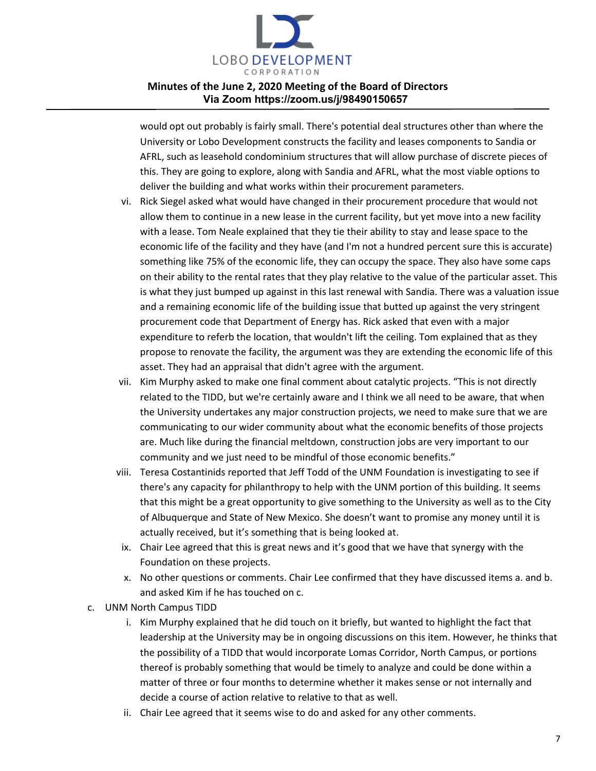would opt out probably is fairly small. There's potential deal structures other than where the University or Lobo Development constructs the facility and leases components to Sandia or AFRL, such as leasehold condominium structures that will allow purchase of discrete pieces of this. They are going to explore, along with Sandia and AFRL, what the most viable options to deliver the building and what works within their procurement parameters.

vi. Rick Siegel asked what would have changed in their procurement procedure that would not allow them to continue in a new lease in the current facility, but yet move into a new facility with a lease. Tom Neale explained that they tie their ability to stay and lease space to the economic life of the facility and they have (and I'm not a hundred percent sure this is accurate) something like 75% of the economic life, they can occupy the space. They also have some caps on their ability to the rental rates that they play relative to the value of the particular asset. This is what they just bumped up against in this last renewal with Sandia. There was a valuation issue and a remaining economic life of the building issue that butted up against the very stringent procurement code that Department of Energy has. Rick asked that even with a major expenditure to referb the location, that wouldn't lift the ceiling. Tom explained that as they propose to renovate the facility, the argument was they are extending the economic life of this asset. They had an appraisal that didn't agree with the argument.

vii. Kim Murphy asked to make one final comment about catalytic projects. "This is not directly related to the TIDD, but we're certainly aware and I think we all need to be aware, that when the University undertakes any major construction projects, we need to make sure that we are communicating to our wider community about what the economic benefits of those projects are. Much like during the financial meltdown, construction jobs are very important to our community and we just need to be mindful of those economic benefits."

viii. Teresa Costantinids reported that Jeff Todd of the UNM Foundation is investigating to see if there's any capacity for philanthropy to help with the UNM portion of this building. It seems that this might be a great opportunity to give something to the University as well as to the City of Albuquerque and State of New Mexico. She doesn't want to promise any money until it is actually received, but it's something that is being looked at.

ix. Chair Lee agreed that this is great news and it's good that we have that synergy with the Foundation on these projects.

x. No other questions or comments. Chair Lee confirmed that they have discussed items a. and b. and asked Kim if he has touched on c.

c. UNM North Campus TIDD

i. Kim Murphy explained that he did touch on it briefly, but wanted to highlight the fact that leadership at the University may be in ongoing discussions on this item. However, he thinks that the possibility of a TIDD that would incorporate Lomas Corridor, North Campus, or portions thereof is probably something that would be timely to analyze and could be done within a matter of three or four months to determine whether it makes sense or not internally and decide a course of action relative to relative to that as well.

ii. Chair Lee agreed that it seems wise to do and asked for any other comments.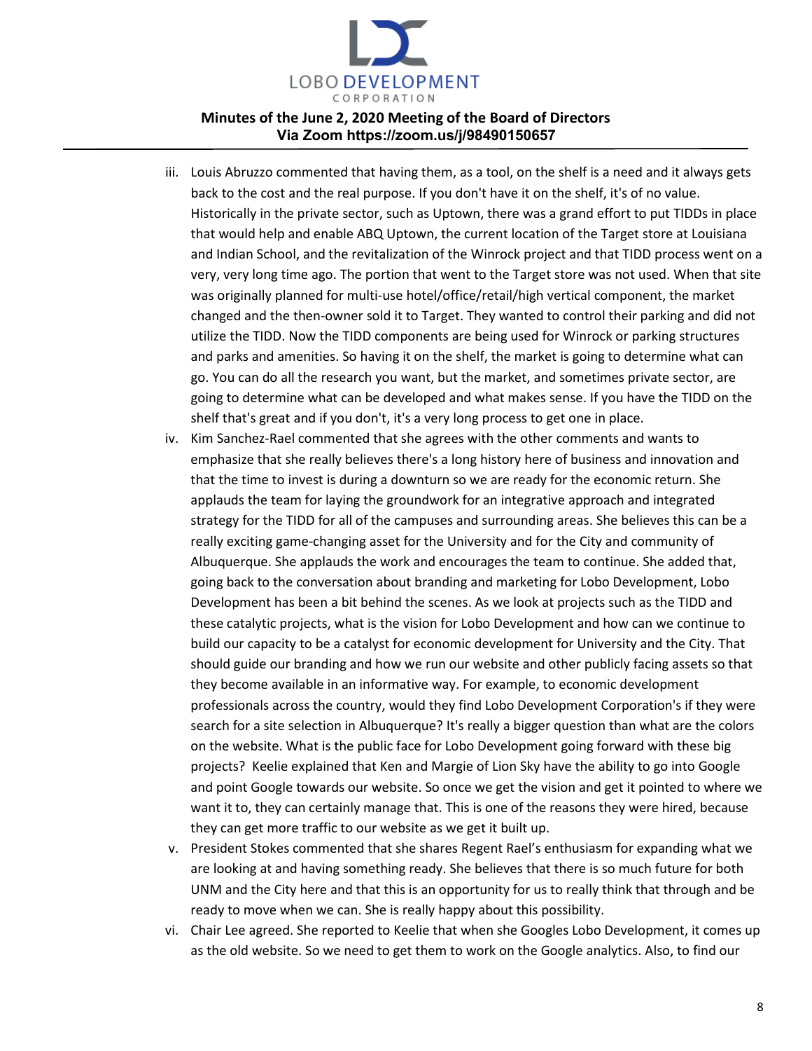iii. Louis Abruzzo commented that having them, as a tool, on the shelf is a need and it always gets back to the cost and the real purpose. If you don't have it on the shelf, it's of no value. Historically in the private sector, such as Uptown, there was a grand effort to put TIDDs in place that would help and enable ABQ Uptown, the current location of the Target store at Louisiana and Indian School, and the revitalization of the Winrock project and that TIDD process went on a very, very long time ago. The portion that went to the Target store was not used. When that site was originally planned for multi-use hotel/office/retail/high vertical component, the market changed and the then-owner sold it to Target. They wanted to control their parking and did not utilize the TIDD. Now the TIDD components are being used for Winrock or parking structures and parks and amenities. So having it on the shelf, the market is going to determine what can go. You can do all the research you want, but the market, and sometimes private sector, are going to determine what can be developed and what makes sense. If you have the TIDD on the shelf that's great and if you don't, it's a very long process to get one in place.

iv. Kim Sanchez-Rael commented that she agrees with the other comments and wants to emphasize that she really believes there's a long history here of business and innovation and that the time to invest is during a downturn so we are ready for the economic return. She applauds the team for laying the groundwork for an integrative approach and integrated strategy for the TIDD for all of the campuses and surrounding areas. She believes this can be a really exciting game-changing asset for the University and for the City and community of Albuquerque. She applauds the work and encourages the team to continue. She added that, going back to the conversation about branding and marketing for Lobo Development, Lobo Development has been a bit behind the scenes. As we look at projects such as the TIDD and these catalytic projects, what is the vision for Lobo Development and how can we continue to build our capacity to be a catalyst for economic development for University and the City. That should guide our branding and how we run our website and other publicly facing assets so that they become available in an informative way. For example, to economic development professionals across the country, would they find Lobo Development Corporation's if they were search for a site selection in Albuquerque? It's really a bigger question than what are the colors on the website. What is the public face for Lobo Development going forward with these big projects? Keelie explained that Ken and Margie of Lion Sky have the ability to go into Google and point Google towards our website. So once we get the vision and get it pointed to where we want it to, they can certainly manage that. This is one of the reasons they were hired, because they can get more traffic to our website as we get it built up.

v. President Stokes commented that she shares Regent Rael's enthusiasm for expanding what we are looking at and having something ready. She believes that there is so much future for both UNM and the City here and that this is an opportunity for us to really think that through and be ready to move when we can. She is really happy about this possibility.

vi. Chair Lee agreed. She reported to Keelie that when she Googles Lobo Development, it comes up as the old website. So we need to get them to work on the Google analytics. Also, to find our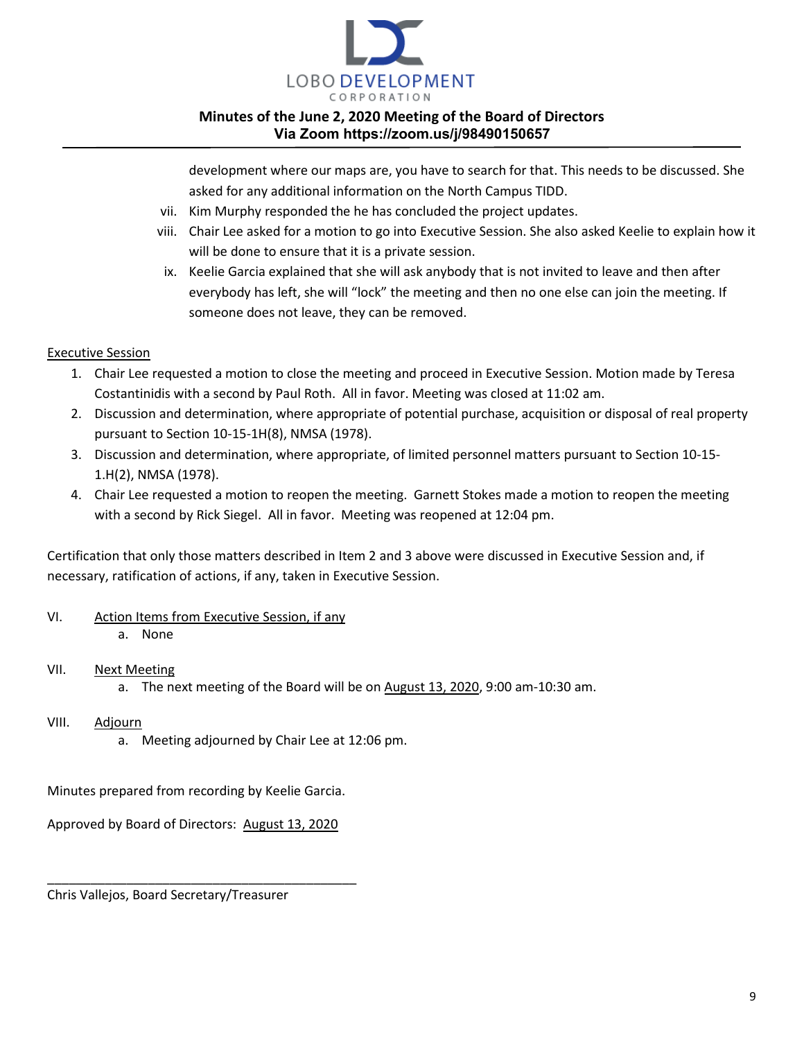development where our maps are, you have to search for that. This needs to be discussed. She asked for any additional information on the North Campus TIDD.

vii. Kim Murphy responded the he has concluded the project updates.

viii. Chair Lee asked for a motion to go into Executive Session. She also asked Keelie to explain how it will be done to ensure that it is a private session.

ix. Keelie Garcia explained that she will ask anybody that is not invited to leave and then after everybody has left, she will "lock" the meeting and then no one else can join the meeting. If someone does not leave, they can be removed.

<u>Executive Session</u>

1. Chair Lee requested a motion to close the meeting and proceed in Executive Session. Motion made by Teresa Costantinidis with a second by Paul Roth. All in favor. Meeting was closed at 11:02 am.
2. Discussion and determination, where appropriate of potential purchase, acquisition or disposal of real property pursuant to Section 10-15-1H(8), NMSA (1978).
3. Discussion and determination, where appropriate, of limited personnel matters pursuant to Section 10-15-1.H(2), NMSA (1978).
4. Chair Lee requested a motion to reopen the meeting. Garnett Stokes made a motion to reopen the meeting with a second by Rick Siegel. All in favor. Meeting was reopened at 12:04 pm.

Certification that only those matters described in Item 2 and 3 above were discussed in Executive Session and, if necessary, ratification of actions, if any, taken in Executive Session.

VI. <u>Action Items from Executive Session, if any</u>
   a. None

VII. <u>Next Meeting</u>
   a. The next meeting of the Board will be on <u>August 13, 2020</u>, 9:00 am-10:30 am.

VIII. <u>Adjourn</u>
   a. Meeting adjourned by Chair Lee at 12:06 pm.

Minutes prepared from recording by Keelie Garcia.

Approved by Board of Directors: <u>August 13, 2020</u>

_____________________________________________

Chris Vallejos, Board Secretary/Treasurer